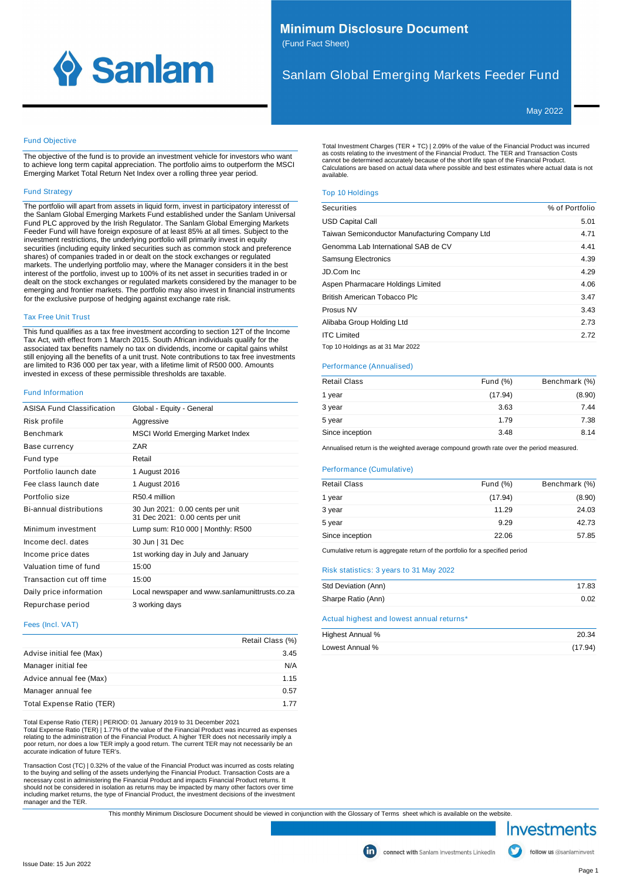# Minimum Disclosure Document

(Fund Fact Sheet)

## Sanlam Global Emerging Markets Feeder Fund

May 2022

### Fund Objective

The objective of the fund is to provide an investment vehicle for investors who want to achieve long term capital appreciation. The portfolio aims to outperform the MSCI Emerging Market Total Return Net Index over a rolling three year period.

### Fund Strategy

The portfolio will apart from assets in liquid form, invest in participatory interest of the Sanlam Global Emerging Markets Fund established under the Sanlam Universal Fund PLC approved by the Irish Regulator. The Sanlam Global Emerging Markets Feeder Fund will have foreign exposure of at least 85% at all times. Subject to the investment restrictions, the underlying portfolio will primarily invest in equity securities (including equity linked securities such as common stock and preference shares) of companies traded in or dealt on the stock exchanges or regulated markets. The underlying portfolio may, where the Manager considers it in the best interest of the portfolio, invest up to 100% of its net asset in securities traded in or dealt on the stock exchanges or regulated markets considered by the manager to be emerging and frontier markets. The portfolio may also invest in financial instruments for the exclusive purpose of hedging against exchange rate risk.

### Tax Free Unit Trust

This fund qualifies as a tax free investment according to section 12T of the Income Tax Act, with effect from 1 March 2015. South African individuals qualify for the associated tax benefits namely no tax on dividends, income or capital gains whilst still enjoying all the benefits of a unit trust. Note contributions to tax free investments are limited to R36 000 per tax year, with a lifetime limit of R500 000. Amounts invested in excess of these permissible thresholds are taxable.

### Fund Information

| | |
|---|---|
| ASISA Fund Classification | Global - Equity - General |
| Risk profile | Aggressive |
| Benchmark | MSCI World Emerging Market Index |
| Base currency | ZAR |
| Fund type | Retail |
| Portfolio launch date | 1 August 2016 |
| Fee class launch date | 1 August 2016 |
| Portfolio size | R50.4 million |
| Bi-annual distributions | 30 Jun 2021: 0.00 cents per unit<br>31 Dec 2021: 0.00 cents per unit |
| Minimum investment | Lump sum: R10 000 \| Monthly: R500 |
| Income decl. dates | 30 Jun \| 31 Dec |
| Income price dates | 1st working day in July and January |
| Valuation time of fund | 15:00 |
| Transaction cut off time | 15:00 |
| Daily price information | Local newspaper and www.sanlamunittrusts.co.za |
| Repurchase period | 3 working days |

### Fees (Incl. VAT)

| | Retail Class (%) |
|---|---|
| Advise initial fee (Max) | 3.45 |
| Manager initial fee | N/A |
| Advice annual fee (Max) | 1.15 |
| Manager annual fee | 0.57 |
| Total Expense Ratio (TER) | 1.77 |

Total Expense Ratio (TER) | PERIOD: 01 January 2019 to 31 December 2021
Total Expense Ratio (TER) | 1.77% of the value of the Financial Product was incurred as expenses relating to the administration of the Financial Product. A higher TER does not necessarily imply a poor return, nor does a low TER imply a good return. The current TER may not necessarily be an accurate indication of future TER's.

Transaction Cost (TC) | 0.32% of the value of the Financial Product was incurred as costs relating to the buying and selling of the assets underlying the Financial Product. Transaction Costs are a necessary cost in administering the Financial Product and impacts Financial Product returns. It should not be considered in isolation as returns may be impacted by many other factors over time including market returns, the type of Financial Product, the investment decisions of the investment manager and the TER.

Total Investment Charges (TER + TC) | 2.09% of the value of the Financial Product was incurred as costs relating to the investment of the Financial Product. The TER and Transaction Costs cannot be determined accurately because of the short life span of the Financial Product. Calculations are based on actual data where possible and best estimates where actual data is not available.

### Top 10 Holdings

| Securities | % of Portfolio |
|---|---|
| USD Capital Call | 5.01 |
| Taiwan Semiconductor Manufacturing Company Ltd | 4.71 |
| Genomma Lab International SAB de CV | 4.41 |
| Samsung Electronics | 4.39 |
| JD.Com Inc | 4.29 |
| Aspen Pharmacare Holdings Limited | 4.06 |
| British American Tobacco Plc | 3.47 |
| Prosus NV | 3.43 |
| Alibaba Group Holding Ltd | 2.73 |
| ITC Limited | 2.72 |

Top 10 Holdings as at 31 Mar 2022

### Performance (Annualised)

| Retail Class | Fund (%) | Benchmark (%) |
|---|---|---|
| 1 year | (17.94) | (8.90) |
| 3 year | 3.63 | 7.44 |
| 5 year | 1.79 | 7.38 |
| Since inception | 3.48 | 8.14 |

Annualised return is the weighted average compound growth rate over the period measured.

### Performance (Cumulative)

| Retail Class | Fund (%) | Benchmark (%) |
|---|---|---|
| 1 year | (17.94) | (8.90) |
| 3 year | 11.29 | 24.03 |
| 5 year | 9.29 | 42.73 |
| Since inception | 22.06 | 57.85 |

Cumulative return is aggregate return of the portfolio for a specified period

### Risk statistics: 3 years to 31 May 2022

| | |
|---|---|
| Std Deviation (Ann) | 17.83 |
| Sharpe Ratio (Ann) | 0.02 |

### Actual highest and lowest annual returns*

| | |
|---|---|
| Highest Annual % | 20.34 |
| Lowest Annual % | (17.94) |

This monthly Minimum Disclosure Document should be viewed in conjunction with the Glossary of Terms sheet which is available on the website.

Investments

connect with Sanlam Investments LinkedIn

follow us @sanlaminvest

Issue Date: 15 Jun 2022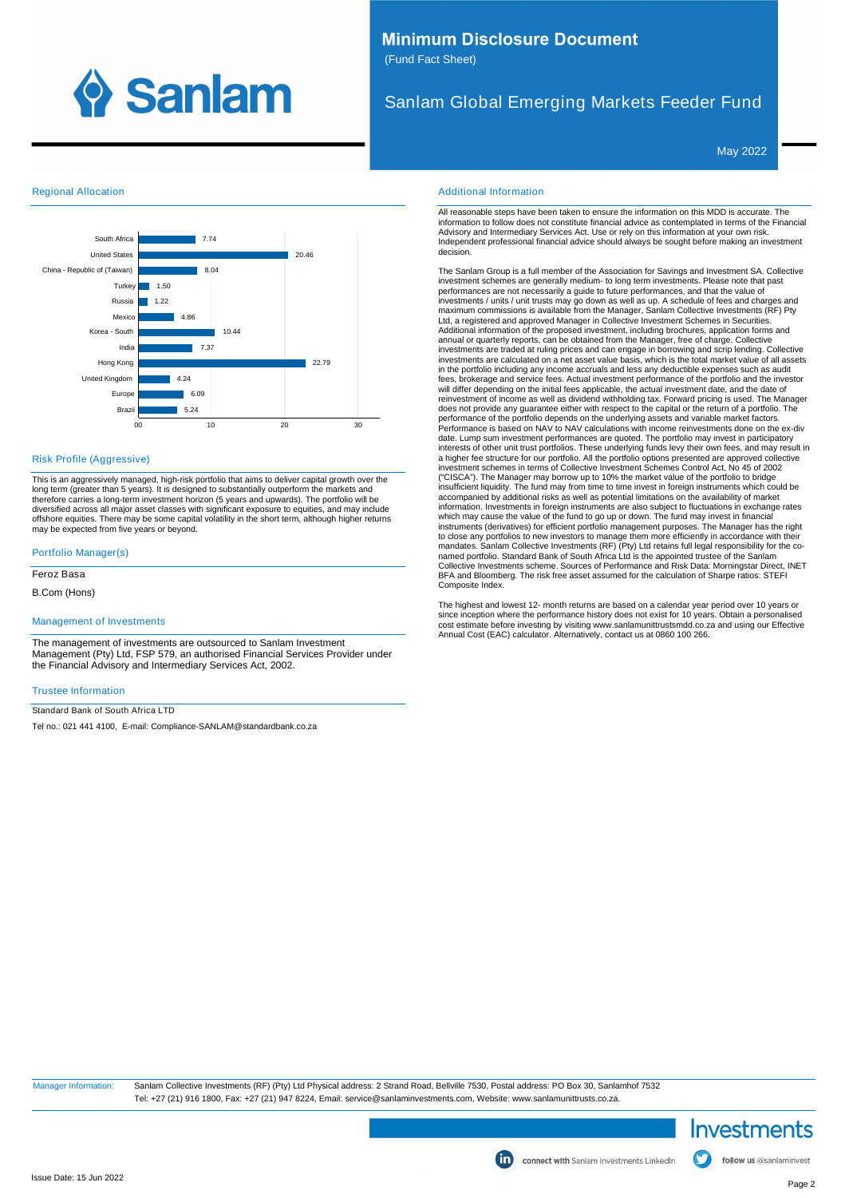# Minimum Disclosure Document

(Fund Fact Sheet)

## Sanlam Global Emerging Markets Feeder Fund

May 2022

### Regional Allocation

South Africa 7.74
United States 20.46
China - Republic of (Taiwan) 8.04
Turkey 1.50
Russia 1.22
Mexico 4.86
Korea - South 10.44
India 7.37
Hong Kong 22.79
United Kingdom 4.24
Europe 6.09
Brazil 5.24

00 10 20 30

### Risk Profile (Aggressive)

This is an aggressively managed, high-risk portfolio that aims to deliver capital growth over the long term (greater than 5 years). It is designed to substantially outperform the markets and therefore carries a long-term investment horizon (5 years and upwards). The portfolio will be diversified across all major asset classes with significant exposure to equities, and may include offshore equities. There may be some capital volatility in the short term, although higher returns may be expected from five years or beyond.

### Portfolio Manager(s)

Feroz Basa

B.Com (Hons)

### Management of Investments

The management of investments are outsourced to Sanlam Investment Management (Pty) Ltd, FSP 579, an authorised Financial Services Provider under the Financial Advisory and Intermediary Services Act, 2002.

### Trustee Information

Standard Bank of South Africa LTD

Tel no.: 021 441 4100, E-mail: Compliance-SANLAM@standardbank.co.za

### Additional Information

All reasonable steps have been taken to ensure the information on this MDD is accurate. The information to follow does not constitute financial advice as contemplated in terms of the Financial Advisory and Intermediary Services Act. Use or rely on this information at your own risk. Independent professional financial advice should always be sought before making an investment decision.

The Sanlam Group is a full member of the Association for Savings and Investment SA. Collective investment schemes are generally medium- to long term investments. Please note that past performances are not necessarily a guide to future performances, and that the value of investments / units / unit trusts may go down as well as up. A schedule of fees and charges and maximum commissions is available from the Manager, Sanlam Collective Investments (RF) Pty Ltd, a registered and approved Manager in Collective Investment Schemes in Securities. Additional information of the proposed investment, including brochures, application forms and annual or quarterly reports, can be obtained from the Manager, free of charge. Collective investments are traded at ruling prices and can engage in borrowing and scrip lending. Collective investments are calculated on a net asset value basis, which is the total market value of all assets in the portfolio including any income accruals and less any deductible expenses such as audit fees, brokerage and service fees. Actual investment performance of the portfolio and the investor will differ depending on the initial fees applicable, the actual investment date, and the date of reinvestment of income as well as dividend withholding tax. Forward pricing is used. The Manager does not provide any guarantee either with respect to the capital or the return of a portfolio. The performance of the portfolio depends on the underlying assets and variable market factors. Performance is based on NAV to NAV calculations with income reinvestments done on the ex-div date. Lump sum investment performances are quoted. The portfolio may invest in participatory interests of other unit trust portfolios. These underlying funds levy their own fees, and may result in a higher fee structure for our portfolio. All the portfolio options presented are approved collective investment schemes in terms of Collective Investment Schemes Control Act, No 45 of 2002 ("CISCA"). The Manager may borrow up to 10% the market value of the portfolio to bridge insufficient liquidity. The fund may from time to time invest in foreign instruments which could be accompanied by additional risks as well as potential limitations on the availability of market information. Investments in foreign instruments are also subject to fluctuations in exchange rates which may cause the value of the fund to go up or down. The fund may invest in financial instruments (derivatives) for efficient portfolio management purposes. The Manager has the right to close any portfolios to new investors to manage them more efficiently in accordance with their mandates. Sanlam Collective Investments (RF) (Pty) Ltd retains full legal responsibility for the co-named portfolio. Standard Bank of South Africa Ltd is the appointed trustee of the Sanlam Collective Investments scheme. Sources of Performance and Risk Data: Morningstar Direct, INET BFA and Bloomberg. The risk free asset assumed for the calculation of Sharpe ratios: STEFI Composite Index.

The highest and lowest 12- month returns are based on a calendar year period over 10 years or since inception where the performance history does not exist for 10 years. Obtain a personalised cost estimate before investing by visiting www.sanlamunittrustsmdd.co.za and using our Effective Annual Cost (EAC) calculator. Alternatively, contact us at 0860 100 266.

Manager Information: Sanlam Collective Investments (RF) (Pty) Ltd Physical address: 2 Strand Road, Bellville 7530, Postal address: PO Box 30, Sanlamhof 7532
Tel: +27 (21) 916 1800, Fax: +27 (21) 947 8224, Email: service@sanlaminvestments.com, Website: www.sanlamunittrusts.co.za.

connect with Sanlam Investments LinkedIn | follow us @sanlaminvest

Issue Date: 15 Jun 2022